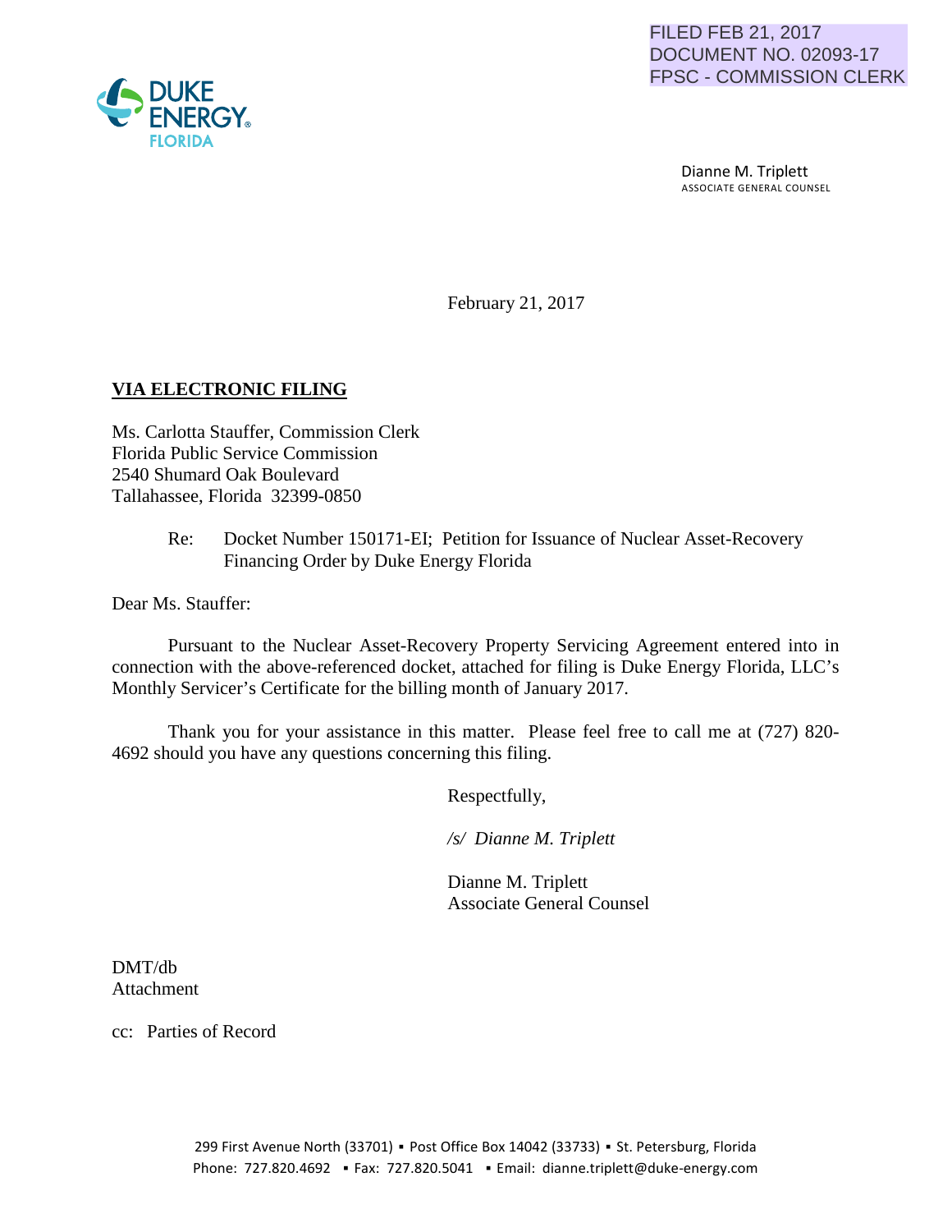FILED FEB 21, 2017
DOCUMENT NO. 02093-17
FPSC - COMMISSION CLERK

DUKE ENERGY
FLORIDA

Dianne M. Triplett
ASSOCIATE GENERAL COUNSEL

February 21, 2017

**VIA ELECTRONIC FILING**

Ms. Carlotta Stauffer, Commission Clerk
Florida Public Service Commission
2540 Shumard Oak Boulevard
Tallahassee, Florida 32399-0850

Re: Docket Number 150171-EI; Petition for Issuance of Nuclear Asset-Recovery Financing Order by Duke Energy Florida

Dear Ms. Stauffer:

Pursuant to the Nuclear Asset-Recovery Property Servicing Agreement entered into in connection with the above-referenced docket, attached for filing is Duke Energy Florida, LLC's Monthly Servicer's Certificate for the billing month of January 2017.

Thank you for your assistance in this matter. Please feel free to call me at (727) 820-4692 should you have any questions concerning this filing.

Respectfully,

*/s/ Dianne M. Triplett*

Dianne M. Triplett
Associate General Counsel

DMT/db
Attachment

cc: Parties of Record

299 First Avenue North (33701) ▪ Post Office Box 14042 (33733) ▪ St. Petersburg, Florida
Phone: 727.820.4692 ▪ Fax: 727.820.5041 ▪ Email: dianne.triplett@duke-energy.com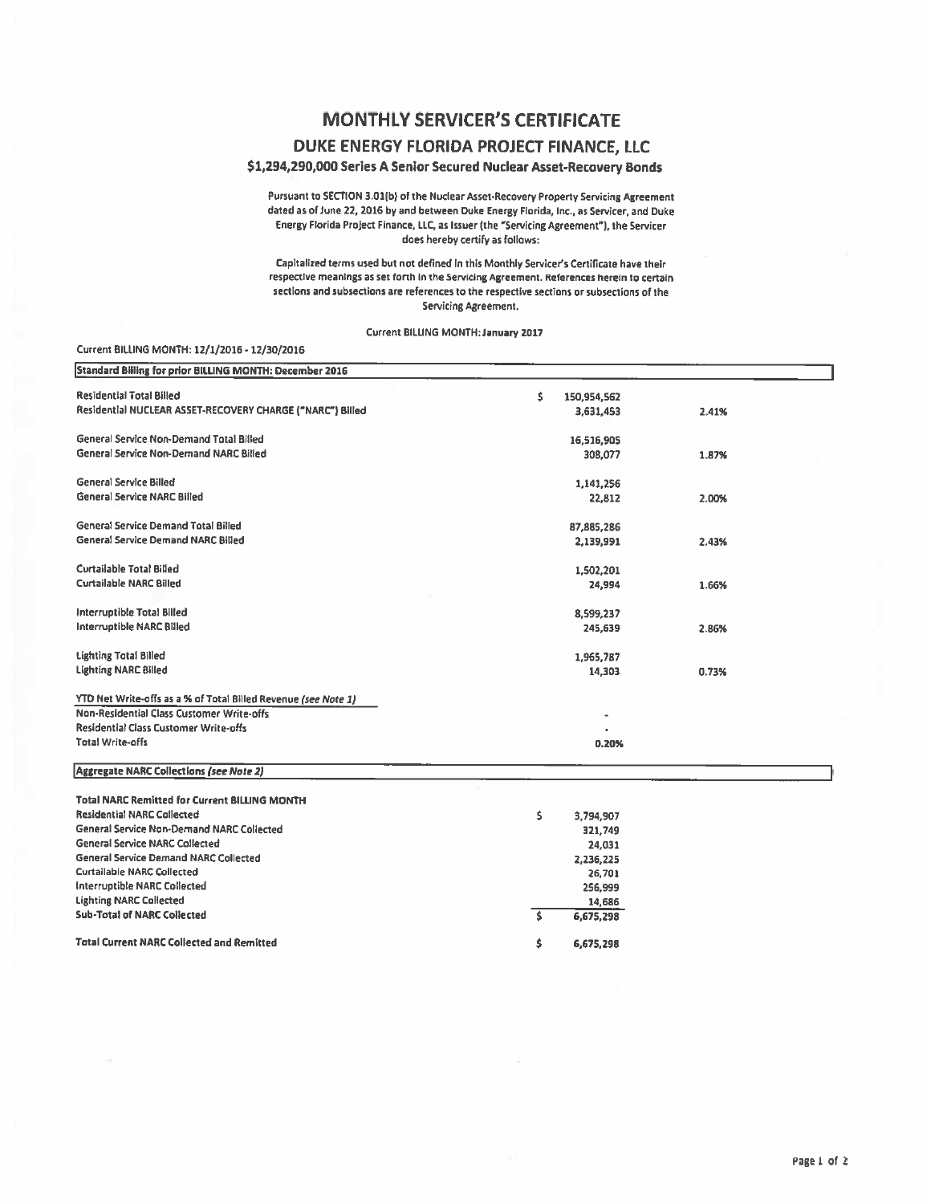# MONTHLY SERVICER'S CERTIFICATE

## DUKE ENERGY FLORIDA PROJECT FINANCE, LLC

### $1,294,290,000 Series A Senior Secured Nuclear Asset-Recovery Bonds

Pursuant to SECTION 3.01(b) of the Nuclear Asset-Recovery Property Servicing Agreement dated as of June 22, 2016 by and between Duke Energy Florida, Inc., as Servicer, and Duke Energy Florida Project Finance, LLC, as Issuer (the "Servicing Agreement"), the Servicer does hereby certify as follows:

Capitalized terms used but not defined in this Monthly Servicer's Certificate have their respective meanings as set forth in the Servicing Agreement. References herein to certain sections and subsections are references to the respective sections or subsections of the Servicing Agreement.

Current BILLING MONTH: January 2017

Current BILLING MONTH: 12/1/2016 - 12/30/2016

| Standard Billing for prior BILLING MONTH: December 2016 | | |
|---|---|---|
| Residential Total Billed | $ 150,954,562 | |
| Residential NUCLEAR ASSET-RECOVERY CHARGE ("NARC") Billed | 3,631,453 | 2.41% |
| | | |
| General Service Non-Demand Total Billed | 16,516,905 | |
| General Service Non-Demand NARC Billed | 308,077 | 1.87% |
| | | |
| General Service Billed | 1,141,256 | |
| General Service NARC Billed | 22,812 | 2.00% |
| | | |
| General Service Demand Total Billed | 87,885,286 | |
| General Service Demand NARC Billed | 2,139,991 | 2.43% |
| | | |
| Curtailable Total Billed | 1,502,201 | |
| Curtailable NARC Billed | 24,994 | 1.66% |
| | | |
| Interruptible Total Billed | 8,599,237 | |
| Interruptible NARC Billed | 245,639 | 2.86% |
| | | |
| Lighting Total Billed | 1,965,787 | |
| Lighting NARC Billed | 14,303 | 0.73% |
| | | |
| YTD Net Write-offs as a % of Total Billed Revenue *(see Note 1)* | | |
| Non-Residential Class Customer Write-offs | - | |
| Residential Class Customer Write-offs | - | |
| Total Write-offs | 0.20% | |

| Aggregate NARC Collections *(see Note 2)* | |
|---|---|
| **Total NARC Remitted for Current BILLING MONTH** | |
| Residential NARC Collected | $ 3,794,907 |
| General Service Non-Demand NARC Collected | 321,749 |
| General Service NARC Collected | 24,031 |
| General Service Demand NARC Collected | 2,236,225 |
| Curtailable NARC Collected | 26,701 |
| Interruptible NARC Collected | 256,999 |
| Lighting NARC Collected | 14,686 |
| **Sub-Total of NARC Collected** | $ 6,675,298 |
| | |
| **Total Current NARC Collected and Remitted** | $ 6,675,298 |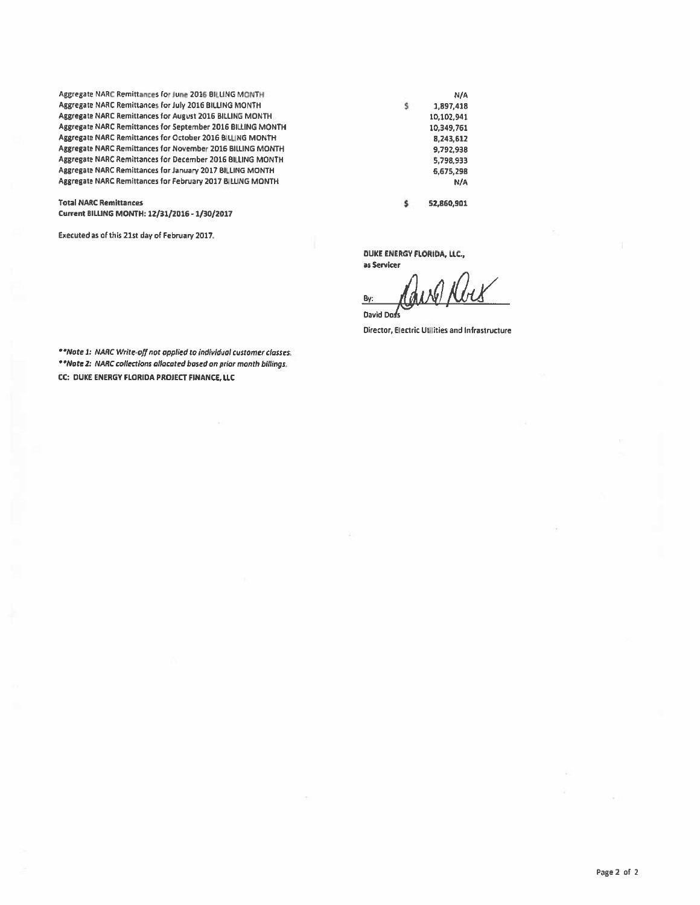| | | |
|---|---|---|
| Aggregate NARC Remittances for June 2016 BILLING MONTH | | N/A |
| Aggregate NARC Remittances for July 2016 BILLING MONTH | $ | 1,897,418 |
| Aggregate NARC Remittances for August 2016 BILLING MONTH | | 10,102,941 |
| Aggregate NARC Remittances for September 2016 BILLING MONTH | | 10,349,761 |
| Aggregate NARC Remittances for October 2016 BILLING MONTH | | 8,243,612 |
| Aggregate NARC Remittances for November 2016 BILLING MONTH | | 9,792,938 |
| Aggregate NARC Remittances for December 2016 BILLING MONTH | | 5,798,933 |
| Aggregate NARC Remittances for January 2017 BILLING MONTH | | 6,675,298 |
| Aggregate NARC Remittances for February 2017 BILLING MONTH | | N/A |
| **Total NARC Remittances** | $ | 52,860,901 |

**Current BILLING MONTH: 12/31/2016 - 1/30/2017**

Executed as of this 21st day of February 2017.

**DUKE ENERGY FLORIDA, LLC.,**
**as Servicer**

By: [signature]

David Doss

Director, Electric Utilities and Infrastructure

*\*\*Note 1: NARC Write-off not applied to individual customer classes.*

*\*\*Note 2: NARC collections allocated based on prior month billings.*

**CC: DUKE ENERGY FLORIDA PROJECT FINANCE, LLC**